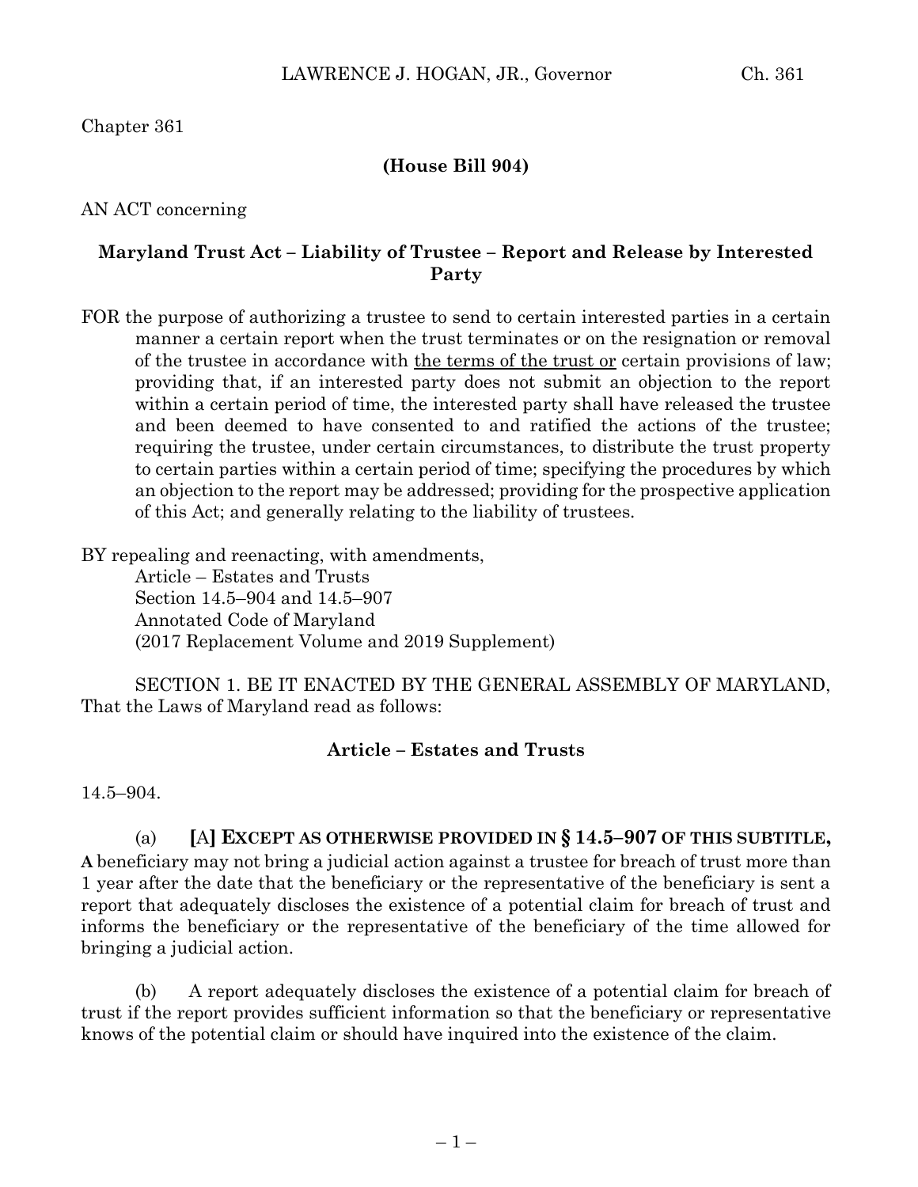Chapter 361

**(House Bill 904)**

AN ACT concerning

**Maryland Trust Act – Liability of Trustee – Report and Release by Interested Party**

FOR the purpose of authorizing a trustee to send to certain interested parties in a certain manner a certain report when the trust terminates or on the resignation or removal of the trustee in accordance with <u>the terms of the trust or</u> certain provisions of law; providing that, if an interested party does not submit an objection to the report within a certain period of time, the interested party shall have released the trustee and been deemed to have consented to and ratified the actions of the trustee; requiring the trustee, under certain circumstances, to distribute the trust property to certain parties within a certain period of time; specifying the procedures by which an objection to the report may be addressed; providing for the prospective application of this Act; and generally relating to the liability of trustees.

BY repealing and reenacting, with amendments,
Article – Estates and Trusts
Section 14.5–904 and 14.5–907
Annotated Code of Maryland
(2017 Replacement Volume and 2019 Supplement)

SECTION 1. BE IT ENACTED BY THE GENERAL ASSEMBLY OF MARYLAND, That the Laws of Maryland read as follows:

**Article – Estates and Trusts**

14.5–904.

(a) **[**A**] EXCEPT AS OTHERWISE PROVIDED IN § 14.5–907 OF THIS SUBTITLE, A** beneficiary may not bring a judicial action against a trustee for breach of trust more than 1 year after the date that the beneficiary or the representative of the beneficiary is sent a report that adequately discloses the existence of a potential claim for breach of trust and informs the beneficiary or the representative of the beneficiary of the time allowed for bringing a judicial action.

(b) A report adequately discloses the existence of a potential claim for breach of trust if the report provides sufficient information so that the beneficiary or representative knows of the potential claim or should have inquired into the existence of the claim.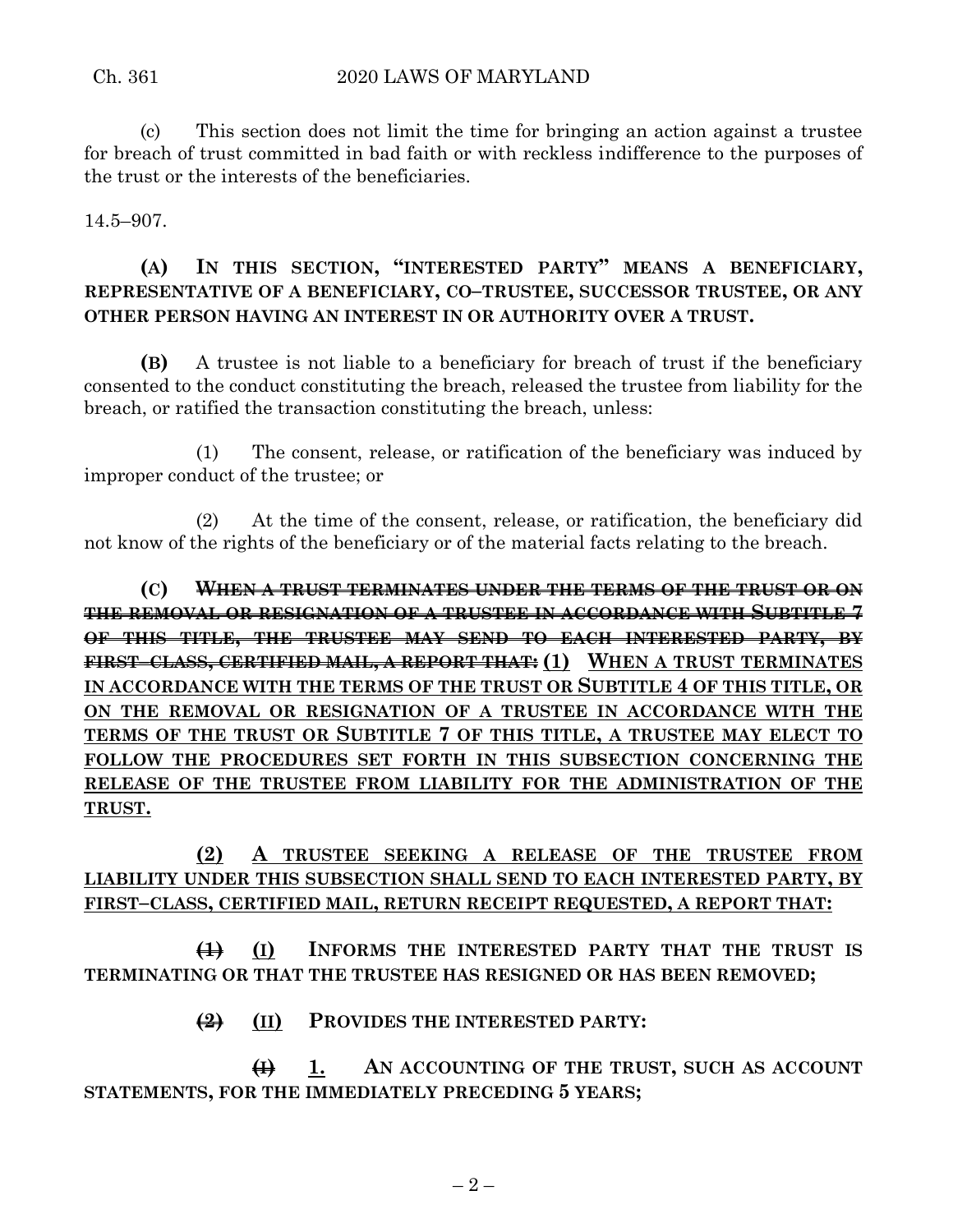(c) This section does not limit the time for bringing an action against a trustee for breach of trust committed in bad faith or with reckless indifference to the purposes of the trust or the interests of the beneficiaries.

14.5–907.

**(A) IN THIS SECTION, "INTERESTED PARTY" MEANS A BENEFICIARY, REPRESENTATIVE OF A BENEFICIARY, CO–TRUSTEE, SUCCESSOR TRUSTEE, OR ANY OTHER PERSON HAVING AN INTEREST IN OR AUTHORITY OVER A TRUST.**

**(B)** A trustee is not liable to a beneficiary for breach of trust if the beneficiary consented to the conduct constituting the breach, released the trustee from liability for the breach, or ratified the transaction constituting the breach, unless:

(1) The consent, release, or ratification of the beneficiary was induced by improper conduct of the trustee; or

(2) At the time of the consent, release, or ratification, the beneficiary did not know of the rights of the beneficiary or of the material facts relating to the breach.

**(C)** ~~**WHEN A TRUST TERMINATES UNDER THE TERMS OF THE TRUST OR ON THE REMOVAL OR RESIGNATION OF A TRUSTEE IN ACCORDANCE WITH SUBTITLE 7 OF THIS TITLE, THE TRUSTEE MAY SEND TO EACH INTERESTED PARTY, BY FIRST–CLASS, CERTIFIED MAIL, A REPORT THAT:**~~ **(1) WHEN A TRUST TERMINATES IN ACCORDANCE WITH THE TERMS OF THE TRUST OR SUBTITLE 4 OF THIS TITLE, OR ON THE REMOVAL OR RESIGNATION OF A TRUSTEE IN ACCORDANCE WITH THE TERMS OF THE TRUST OR SUBTITLE 7 OF THIS TITLE, A TRUSTEE MAY ELECT TO FOLLOW THE PROCEDURES SET FORTH IN THIS SUBSECTION CONCERNING THE RELEASE OF THE TRUSTEE FROM LIABILITY FOR THE ADMINISTRATION OF THE TRUST.**

**(2) A TRUSTEE SEEKING A RELEASE OF THE TRUSTEE FROM LIABILITY UNDER THIS SUBSECTION SHALL SEND TO EACH INTERESTED PARTY, BY FIRST–CLASS, CERTIFIED MAIL, RETURN RECEIPT REQUESTED, A REPORT THAT:**

~~**(1)**~~ **(I) INFORMS THE INTERESTED PARTY THAT THE TRUST IS TERMINATING OR THAT THE TRUSTEE HAS RESIGNED OR HAS BEEN REMOVED;**

~~**(2)**~~ **(II) PROVIDES THE INTERESTED PARTY:**

~~**(I)**~~ **1. AN ACCOUNTING OF THE TRUST, SUCH AS ACCOUNT STATEMENTS, FOR THE IMMEDIATELY PRECEDING 5 YEARS;**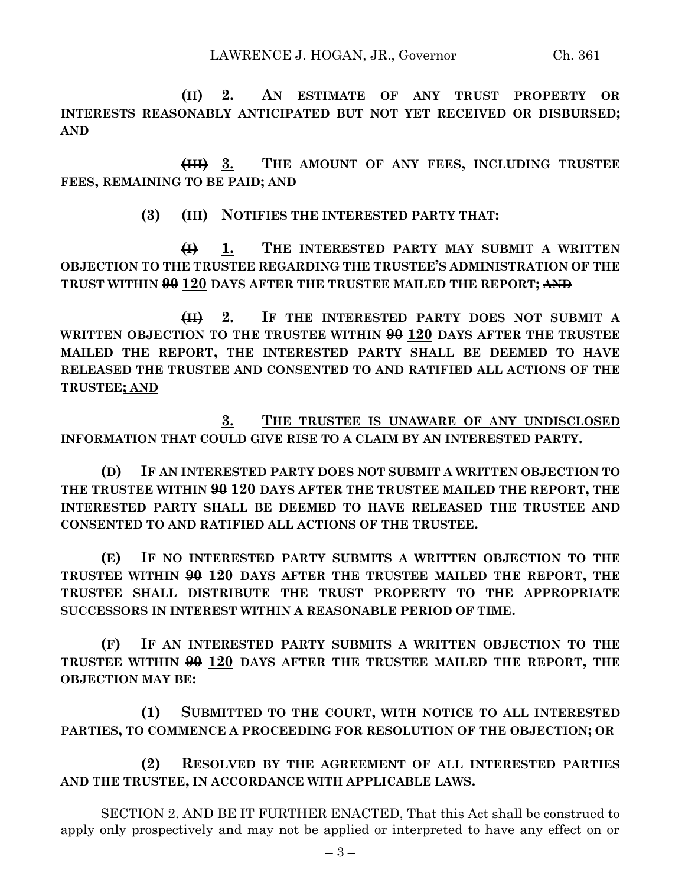**~~(II)~~ 2. AN ESTIMATE OF ANY TRUST PROPERTY OR INTERESTS REASONABLY ANTICIPATED BUT NOT YET RECEIVED OR DISBURSED; AND**

**~~(III)~~ 3. THE AMOUNT OF ANY FEES, INCLUDING TRUSTEE FEES, REMAINING TO BE PAID; AND**

**~~(3)~~ (III) NOTIFIES THE INTERESTED PARTY THAT:**

**~~(I)~~ 1. THE INTERESTED PARTY MAY SUBMIT A WRITTEN OBJECTION TO THE TRUSTEE REGARDING THE TRUSTEE'S ADMINISTRATION OF THE TRUST WITHIN ~~90~~ 120 DAYS AFTER THE TRUSTEE MAILED THE REPORT; ~~AND~~**

**~~(II)~~ 2. IF THE INTERESTED PARTY DOES NOT SUBMIT A WRITTEN OBJECTION TO THE TRUSTEE WITHIN ~~90~~ 120 DAYS AFTER THE TRUSTEE MAILED THE REPORT, THE INTERESTED PARTY SHALL BE DEEMED TO HAVE RELEASED THE TRUSTEE AND CONSENTED TO AND RATIFIED ALL ACTIONS OF THE TRUSTEE; AND**

**3. THE TRUSTEE IS UNAWARE OF ANY UNDISCLOSED INFORMATION THAT COULD GIVE RISE TO A CLAIM BY AN INTERESTED PARTY.**

**(D) IF AN INTERESTED PARTY DOES NOT SUBMIT A WRITTEN OBJECTION TO THE TRUSTEE WITHIN ~~90~~ 120 DAYS AFTER THE TRUSTEE MAILED THE REPORT, THE INTERESTED PARTY SHALL BE DEEMED TO HAVE RELEASED THE TRUSTEE AND CONSENTED TO AND RATIFIED ALL ACTIONS OF THE TRUSTEE.**

**(E) IF NO INTERESTED PARTY SUBMITS A WRITTEN OBJECTION TO THE TRUSTEE WITHIN ~~90~~ 120 DAYS AFTER THE TRUSTEE MAILED THE REPORT, THE TRUSTEE SHALL DISTRIBUTE THE TRUST PROPERTY TO THE APPROPRIATE SUCCESSORS IN INTEREST WITHIN A REASONABLE PERIOD OF TIME.**

**(F) IF AN INTERESTED PARTY SUBMITS A WRITTEN OBJECTION TO THE TRUSTEE WITHIN ~~90~~ 120 DAYS AFTER THE TRUSTEE MAILED THE REPORT, THE OBJECTION MAY BE:**

**(1) SUBMITTED TO THE COURT, WITH NOTICE TO ALL INTERESTED PARTIES, TO COMMENCE A PROCEEDING FOR RESOLUTION OF THE OBJECTION; OR**

**(2) RESOLVED BY THE AGREEMENT OF ALL INTERESTED PARTIES AND THE TRUSTEE, IN ACCORDANCE WITH APPLICABLE LAWS.**

SECTION 2. AND BE IT FURTHER ENACTED, That this Act shall be construed to apply only prospectively and may not be applied or interpreted to have any effect on or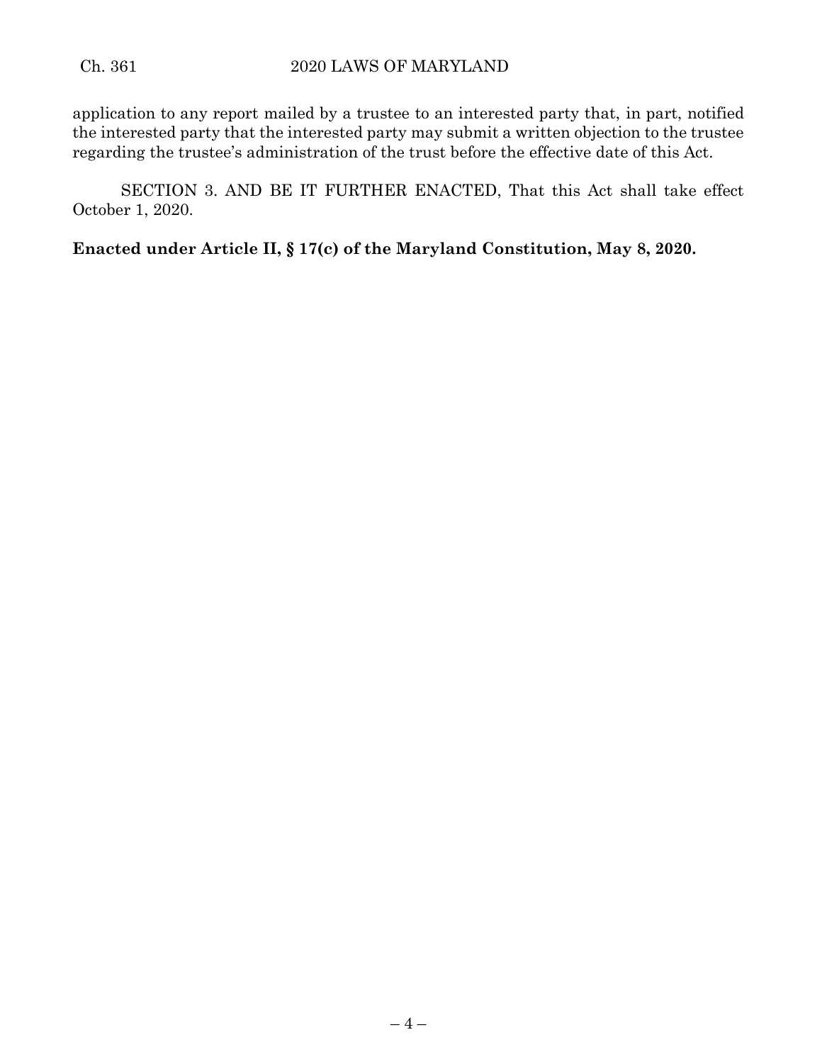application to any report mailed by a trustee to an interested party that, in part, notified the interested party that the interested party may submit a written objection to the trustee regarding the trustee's administration of the trust before the effective date of this Act.

SECTION 3. AND BE IT FURTHER ENACTED, That this Act shall take effect October 1, 2020.

**Enacted under Article II, § 17(c) of the Maryland Constitution, May 8, 2020.**